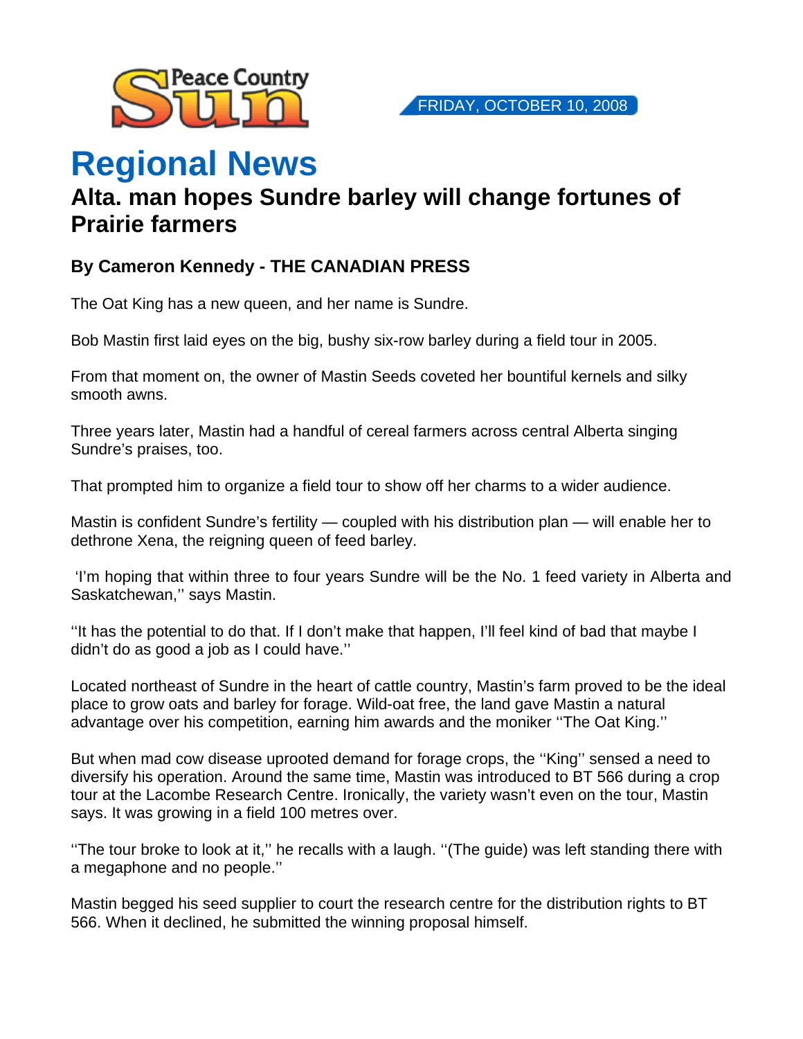Peace Country Sun

FRIDAY, OCTOBER 10, 2008

# Regional News

## Alta. man hopes Sundre barley will change fortunes of Prairie farmers

### By Cameron Kennedy - THE CANADIAN PRESS

The Oat King has a new queen, and her name is Sundre.

Bob Mastin first laid eyes on the big, bushy six-row barley during a field tour in 2005.

From that moment on, the owner of Mastin Seeds coveted her bountiful kernels and silky smooth awns.

Three years later, Mastin had a handful of cereal farmers across central Alberta singing Sundre's praises, too.

That prompted him to organize a field tour to show off her charms to a wider audience.

Mastin is confident Sundre's fertility — coupled with his distribution plan — will enable her to dethrone Xena, the reigning queen of feed barley.

'I'm hoping that within three to four years Sundre will be the No. 1 feed variety in Alberta and Saskatchewan,'' says Mastin.

''It has the potential to do that. If I don't make that happen, I'll feel kind of bad that maybe I didn't do as good a job as I could have.''

Located northeast of Sundre in the heart of cattle country, Mastin's farm proved to be the ideal place to grow oats and barley for forage. Wild-oat free, the land gave Mastin a natural advantage over his competition, earning him awards and the moniker ''The Oat King.''

But when mad cow disease uprooted demand for forage crops, the ''King'' sensed a need to diversify his operation. Around the same time, Mastin was introduced to BT 566 during a crop tour at the Lacombe Research Centre. Ironically, the variety wasn't even on the tour, Mastin says. It was growing in a field 100 metres over.

''The tour broke to look at it,'' he recalls with a laugh. ''(The guide) was left standing there with a megaphone and no people.''

Mastin begged his seed supplier to court the research centre for the distribution rights to BT 566. When it declined, he submitted the winning proposal himself.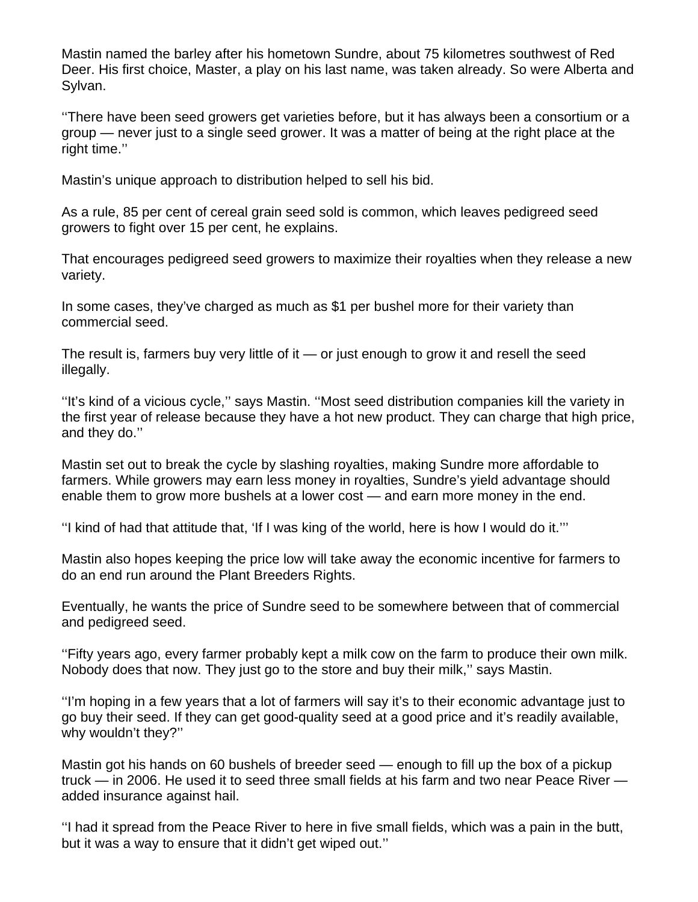Mastin named the barley after his hometown Sundre, about 75 kilometres southwest of Red Deer. His first choice, Master, a play on his last name, was taken already. So were Alberta and Sylvan.

‘‘There have been seed growers get varieties before, but it has always been a consortium or a group — never just to a single seed grower. It was a matter of being at the right place at the right time.’’

Mastin’s unique approach to distribution helped to sell his bid.

As a rule, 85 per cent of cereal grain seed sold is common, which leaves pedigreed seed growers to fight over 15 per cent, he explains.

That encourages pedigreed seed growers to maximize their royalties when they release a new variety.

In some cases, they’ve charged as much as $1 per bushel more for their variety than commercial seed.

The result is, farmers buy very little of it — or just enough to grow it and resell the seed illegally.

‘‘It’s kind of a vicious cycle,’’ says Mastin. ‘‘Most seed distribution companies kill the variety in the first year of release because they have a hot new product. They can charge that high price, and they do.’’

Mastin set out to break the cycle by slashing royalties, making Sundre more affordable to farmers. While growers may earn less money in royalties, Sundre’s yield advantage should enable them to grow more bushels at a lower cost — and earn more money in the end.

‘‘I kind of had that attitude that, ‘If I was king of the world, here is how I would do it.’’’

Mastin also hopes keeping the price low will take away the economic incentive for farmers to do an end run around the Plant Breeders Rights.

Eventually, he wants the price of Sundre seed to be somewhere between that of commercial and pedigreed seed.

‘‘Fifty years ago, every farmer probably kept a milk cow on the farm to produce their own milk. Nobody does that now. They just go to the store and buy their milk,’’ says Mastin.

‘‘I’m hoping in a few years that a lot of farmers will say it’s to their economic advantage just to go buy their seed. If they can get good-quality seed at a good price and it’s readily available, why wouldn’t they?’’

Mastin got his hands on 60 bushels of breeder seed — enough to fill up the box of a pickup truck — in 2006. He used it to seed three small fields at his farm and two near Peace River — added insurance against hail.

‘‘I had it spread from the Peace River to here in five small fields, which was a pain in the butt, but it was a way to ensure that it didn’t get wiped out.’’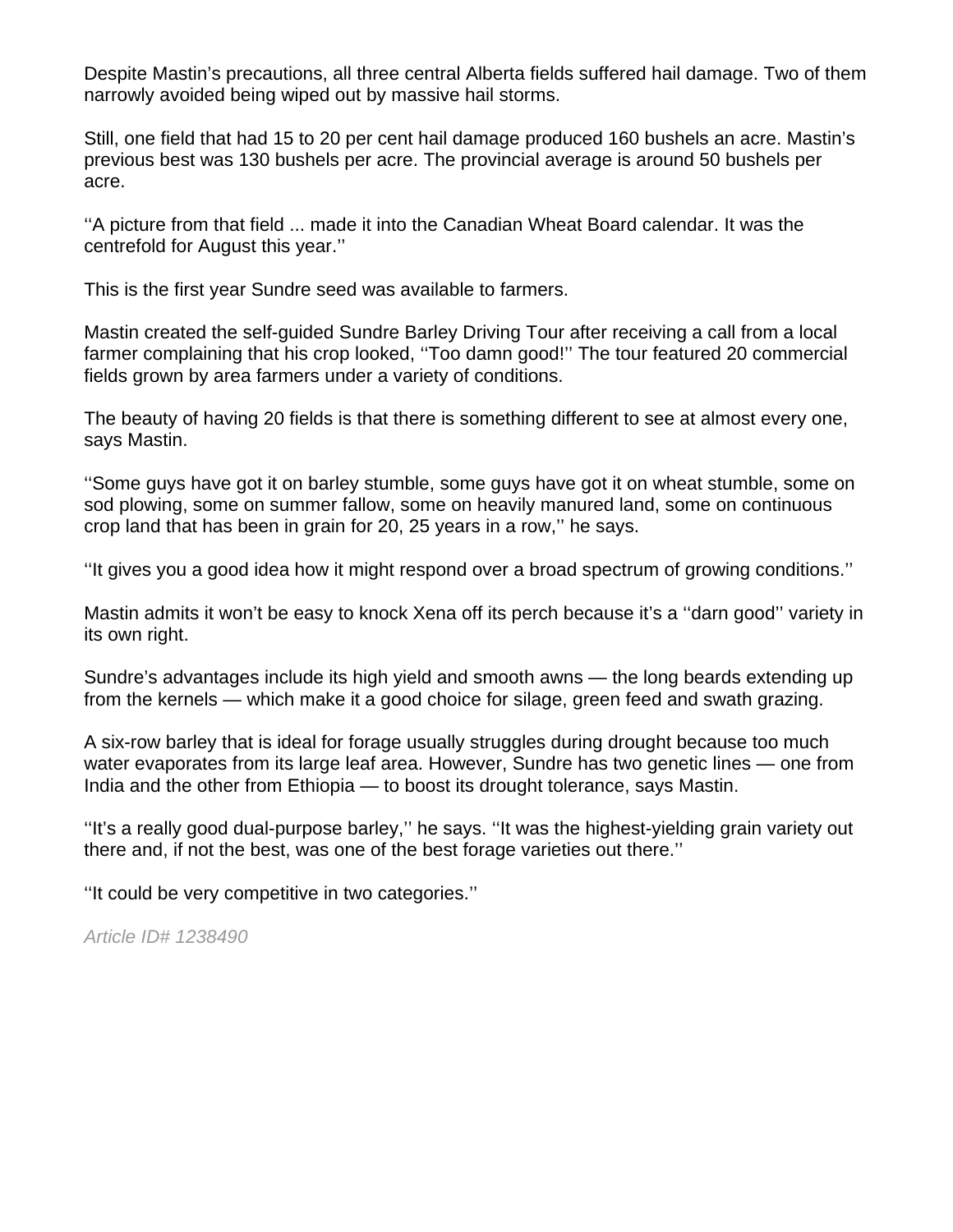Despite Mastin's precautions, all three central Alberta fields suffered hail damage. Two of them narrowly avoided being wiped out by massive hail storms.

Still, one field that had 15 to 20 per cent hail damage produced 160 bushels an acre. Mastin's previous best was 130 bushels per acre. The provincial average is around 50 bushels per acre.

''A picture from that field ... made it into the Canadian Wheat Board calendar. It was the centrefold for August this year.''

This is the first year Sundre seed was available to farmers.

Mastin created the self-guided Sundre Barley Driving Tour after receiving a call from a local farmer complaining that his crop looked, ''Too damn good!'' The tour featured 20 commercial fields grown by area farmers under a variety of conditions.

The beauty of having 20 fields is that there is something different to see at almost every one, says Mastin.

''Some guys have got it on barley stumble, some guys have got it on wheat stumble, some on sod plowing, some on summer fallow, some on heavily manured land, some on continuous crop land that has been in grain for 20, 25 years in a row,'' he says.

''It gives you a good idea how it might respond over a broad spectrum of growing conditions.''

Mastin admits it won't be easy to knock Xena off its perch because it's a ''darn good'' variety in its own right.

Sundre's advantages include its high yield and smooth awns — the long beards extending up from the kernels — which make it a good choice for silage, green feed and swath grazing.

A six-row barley that is ideal for forage usually struggles during drought because too much water evaporates from its large leaf area. However, Sundre has two genetic lines — one from India and the other from Ethiopia — to boost its drought tolerance, says Mastin.

''It's a really good dual-purpose barley,'' he says. ''It was the highest-yielding grain variety out there and, if not the best, was one of the best forage varieties out there.''

''It could be very competitive in two categories.''

*Article ID# 1238490*